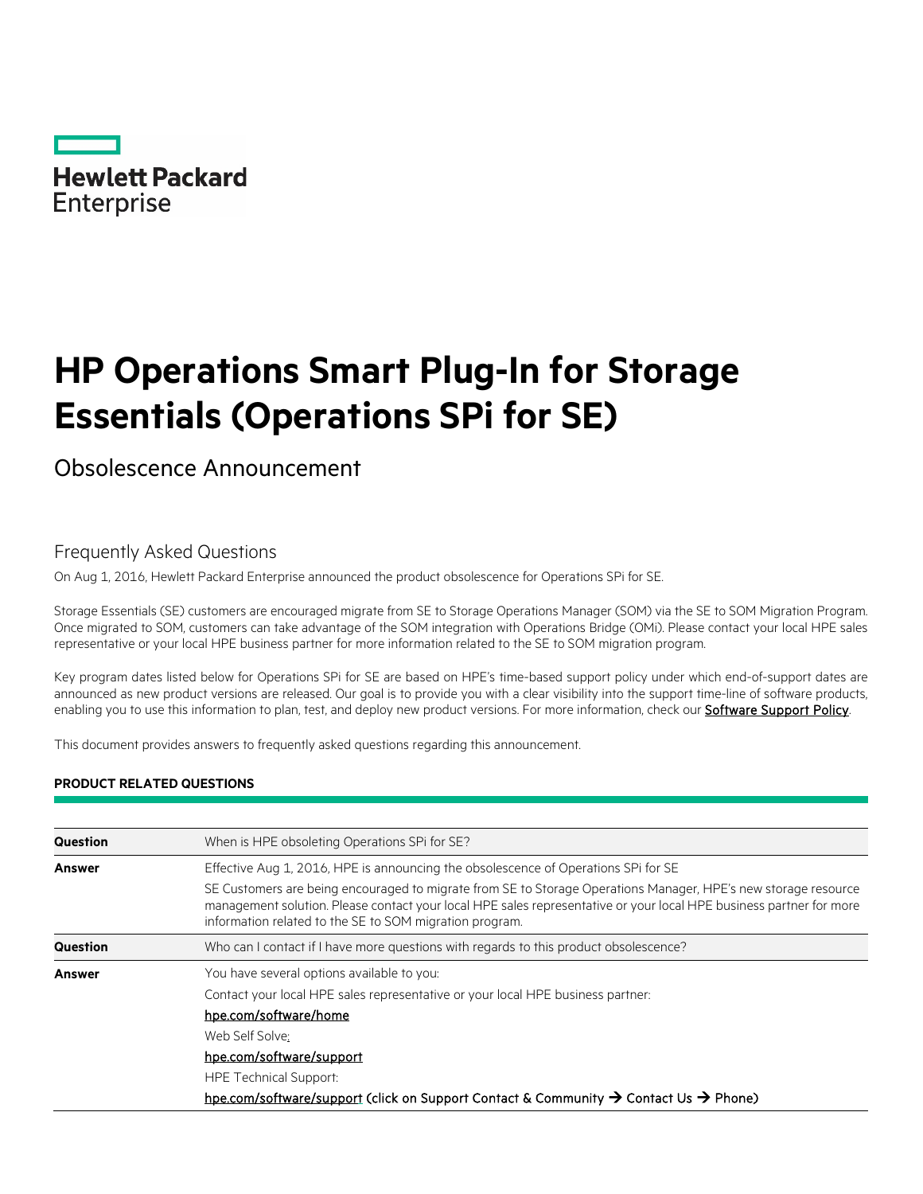Hewlett Packard Enterprise

# HP Operations Smart Plug-In for Storage Essentials (Operations SPi for SE)

## Obsolescence Announcement

### Frequently Asked Questions

On Aug 1, 2016, Hewlett Packard Enterprise announced the product obsolescence for Operations SPi for SE.

Storage Essentials (SE) customers are encouraged migrate from SE to Storage Operations Manager (SOM) via the SE to SOM Migration Program. Once migrated to SOM, customers can take advantage of the SOM integration with Operations Bridge (OMi). Please contact your local HPE sales representative or your local HPE business partner for more information related to the SE to SOM migration program.

Key program dates listed below for Operations SPi for SE are based on HPE's time-based support policy under which end-of-support dates are announced as new product versions are released. Our goal is to provide you with a clear visibility into the support time-line of software products, enabling you to use this information to plan, test, and deploy new product versions. For more information, check our Software Support Policy.

This document provides answers to frequently asked questions regarding this announcement.

**PRODUCT RELATED QUESTIONS**

| | |
|---|---|
| **Question** | When is HPE obsoleting Operations SPi for SE? |
| **Answer** | Effective Aug 1, 2016, HPE is announcing the obsolescence of Operations SPi for SE<br>SE Customers are being encouraged to migrate from SE to Storage Operations Manager, HPE's new storage resource management solution. Please contact your local HPE sales representative or your local HPE business partner for more information related to the SE to SOM migration program. |
| **Question** | Who can I contact if I have more questions with regards to this product obsolescence? |
| **Answer** | You have several options available to you:<br>Contact your local HPE sales representative or your local HPE business partner:<br>hpe.com/software/home<br>Web Self Solve:<br>hpe.com/software/support<br>HPE Technical Support:<br>hpe.com/software/support (click on Support Contact & Community → Contact Us → Phone) |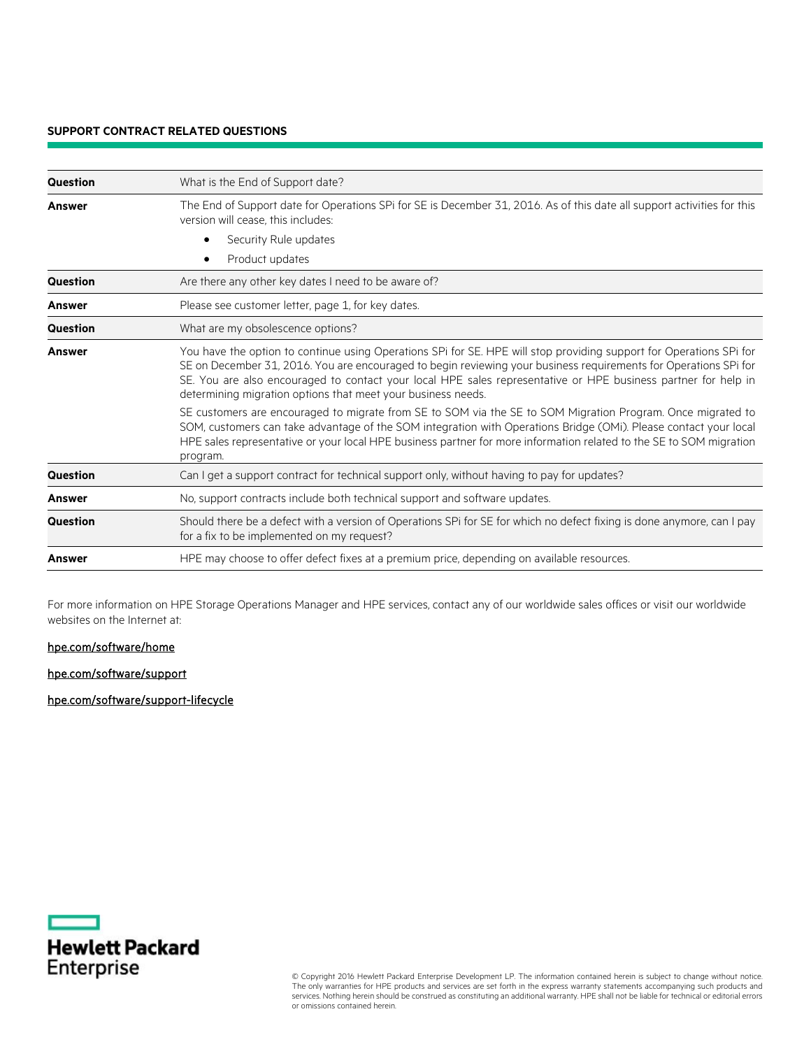## SUPPORT CONTRACT RELATED QUESTIONS

| | |
|---|---|
| **Question** | What is the End of Support date? |
| **Answer** | The End of Support date for Operations SPi for SE is December 31, 2016. As of this date all support activities for this version will cease, this includes:<br>• Security Rule updates<br>• Product updates |
| **Question** | Are there any other key dates I need to be aware of? |
| **Answer** | Please see customer letter, page 1, for key dates. |
| **Question** | What are my obsolescence options? |
| **Answer** | You have the option to continue using Operations SPi for SE. HPE will stop providing support for Operations SPi for SE on December 31, 2016. You are encouraged to begin reviewing your business requirements for Operations SPi for SE. You are also encouraged to contact your local HPE sales representative or HPE business partner for help in determining migration options that meet your business needs.<br>SE customers are encouraged to migrate from SE to SOM via the SE to SOM Migration Program. Once migrated to SOM, customers can take advantage of the SOM integration with Operations Bridge (OMi). Please contact your local HPE sales representative or your local HPE business partner for more information related to the SE to SOM migration program. |
| **Question** | Can I get a support contract for technical support only, without having to pay for updates? |
| **Answer** | No, support contracts include both technical support and software updates. |
| **Question** | Should there be a defect with a version of Operations SPi for SE for which no defect fixing is done anymore, can I pay for a fix to be implemented on my request? |
| **Answer** | HPE may choose to offer defect fixes at a premium price, depending on available resources. |

For more information on HPE Storage Operations Manager and HPE services, contact any of our worldwide sales offices or visit our worldwide websites on the Internet at:

hpe.com/software/home

hpe.com/software/support

hpe.com/software/support-lifecycle

Hewlett Packard Enterprise

© Copyright 2016 Hewlett Packard Enterprise Development LP. The information contained herein is subject to change without notice. The only warranties for HPE products and services are set forth in the express warranty statements accompanying such products and services. Nothing herein should be construed as constituting an additional warranty. HPE shall not be liable for technical or editorial errors or omissions contained herein.